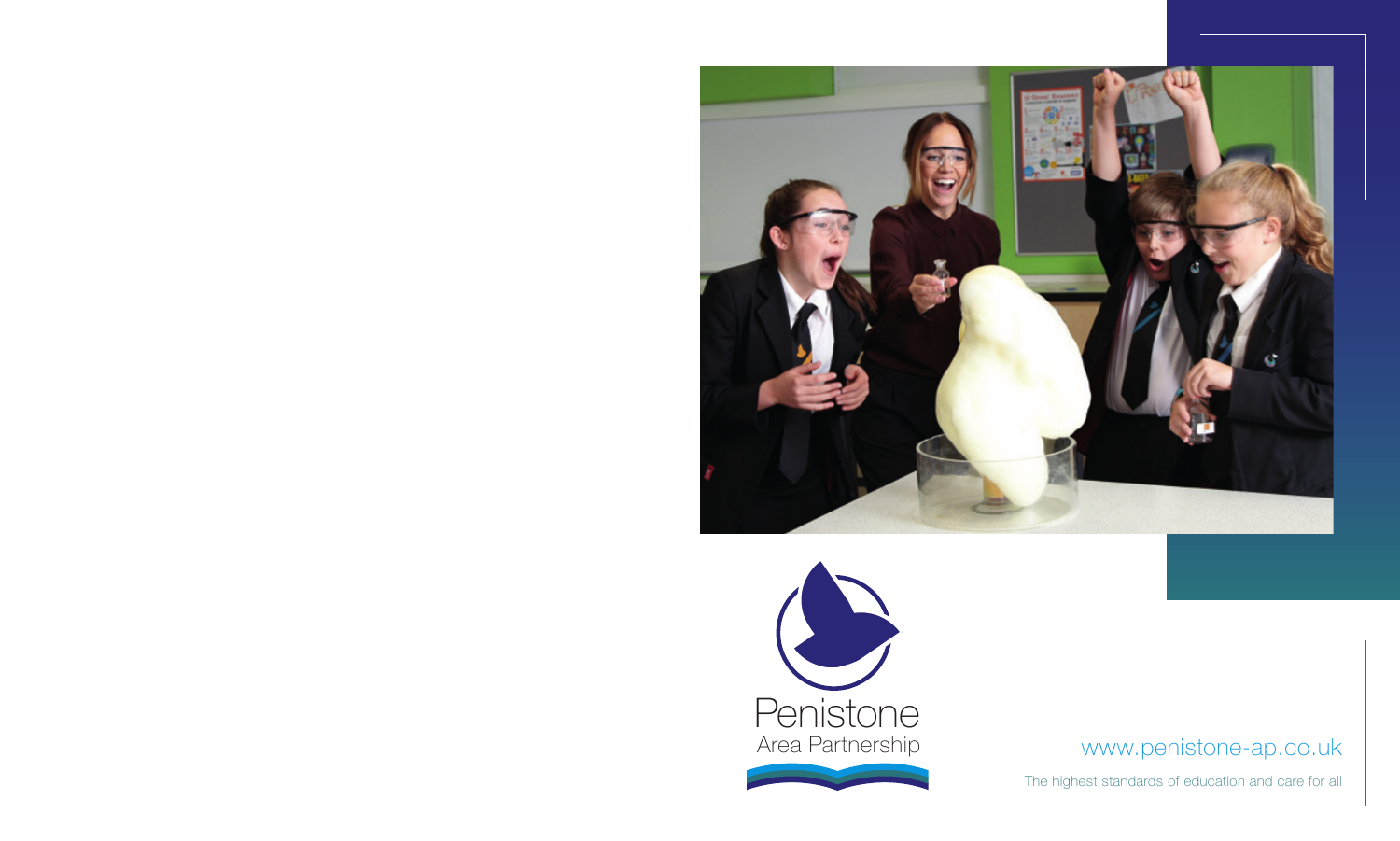Penistone
Area Partnership

www.penistone-ap.co.uk

The highest standards of education and care for all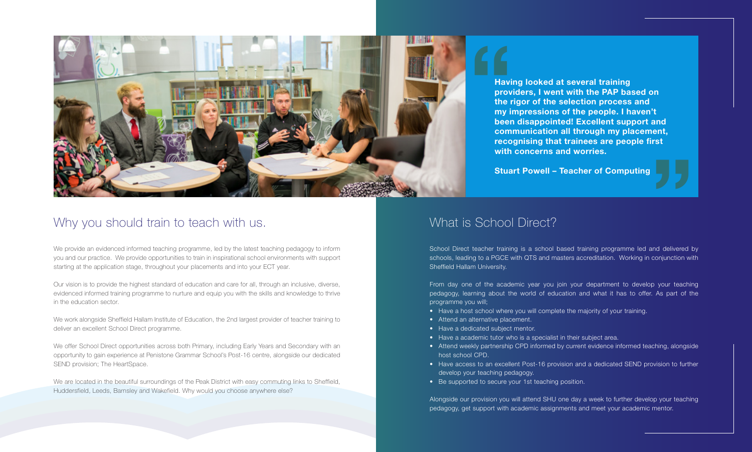> **Having looked at several training providers, I went with the PAP based on the rigor of the selection process and my impressions of the people. I haven't been disappointed! Excellent support and communication all through my placement, recognising that trainees are people first with concerns and worries.**
>
> **Stuart Powell – Teacher of Computing**

## Why you should train to teach with us.

We provide an evidenced informed teaching programme, led by the latest teaching pedagogy to inform you and our practice. We provide opportunities to train in inspirational school environments with support starting at the application stage, throughout your placements and into your ECT year.

Our vision is to provide the highest standard of education and care for all, through an inclusive, diverse, evidenced informed training programme to nurture and equip you with the skills and knowledge to thrive in the education sector.

We work alongside Sheffield Hallam Institute of Education, the 2nd largest provider of teacher training to deliver an excellent School Direct programme.

We offer School Direct opportunities across both Primary, including Early Years and Secondary with an opportunity to gain experience at Penistone Grammar School's Post-16 centre, alongside our dedicated SEND provision; The HeartSpace.

We are located in the beautiful surroundings of the Peak District with easy commuting links to Sheffield, Huddersfield, Leeds, Barnsley and Wakefield. Why would you choose anywhere else?

## What is School Direct?

School Direct teacher training is a school based training programme led and delivered by schools, leading to a PGCE with QTS and masters accreditation. Working in conjunction with Sheffield Hallam University.

From day one of the academic year you join your department to develop your teaching pedagogy, learning about the world of education and what it has to offer. As part of the programme you will;

- Have a host school where you will complete the majority of your training.
- Attend an alternative placement.
- Have a dedicated subject mentor.
- Have a academic tutor who is a specialist in their subject area.
- Attend weekly partnership CPD informed by current evidence informed teaching, alongside host school CPD.
- Have access to an excellent Post-16 provision and a dedicated SEND provision to further develop your teaching pedagogy.
- Be supported to secure your 1st teaching position.

Alongside our provision you will attend SHU one day a week to further develop your teaching pedagogy, get support with academic assignments and meet your academic mentor.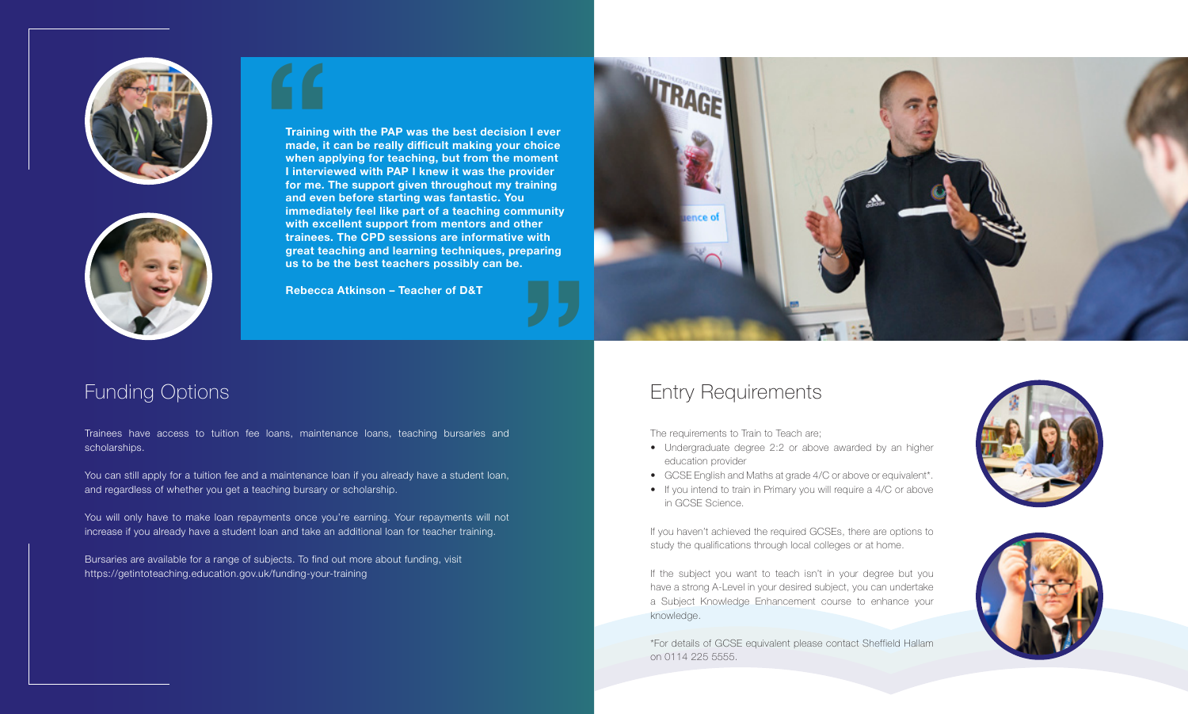> **Training with the PAP was the best decision I ever made, it can be really difficult making your choice when applying for teaching, but from the moment I interviewed with PAP I knew it was the provider for me. The support given throughout my training and even before starting was fantastic. You immediately feel like part of a teaching community with excellent support from mentors and other trainees. The CPD sessions are informative with great teaching and learning techniques, preparing us to be the best teachers possibly can be.**
>
> **Rebecca Atkinson – Teacher of D&T**

## Funding Options

Trainees have access to tuition fee loans, maintenance loans, teaching bursaries and scholarships.

You can still apply for a tuition fee and a maintenance loan if you already have a student loan, and regardless of whether you get a teaching bursary or scholarship.

You will only have to make loan repayments once you're earning. Your repayments will not increase if you already have a student loan and take an additional loan for teacher training.

Bursaries are available for a range of subjects. To find out more about funding, visit https://getintoteaching.education.gov.uk/funding-your-training

## Entry Requirements

The requirements to Train to Teach are;

- Undergraduate degree 2:2 or above awarded by an higher education provider
- GCSE English and Maths at grade 4/C or above or equivalent*.
- If you intend to train in Primary you will require a 4/C or above in GCSE Science.

If you haven't achieved the required GCSEs, there are options to study the qualifications through local colleges or at home.

If the subject you want to teach isn't in your degree but you have a strong A-Level in your desired subject, you can undertake a Subject Knowledge Enhancement course to enhance your knowledge.

*For details of GCSE equivalent please contact Sheffield Hallam on 0114 225 5555.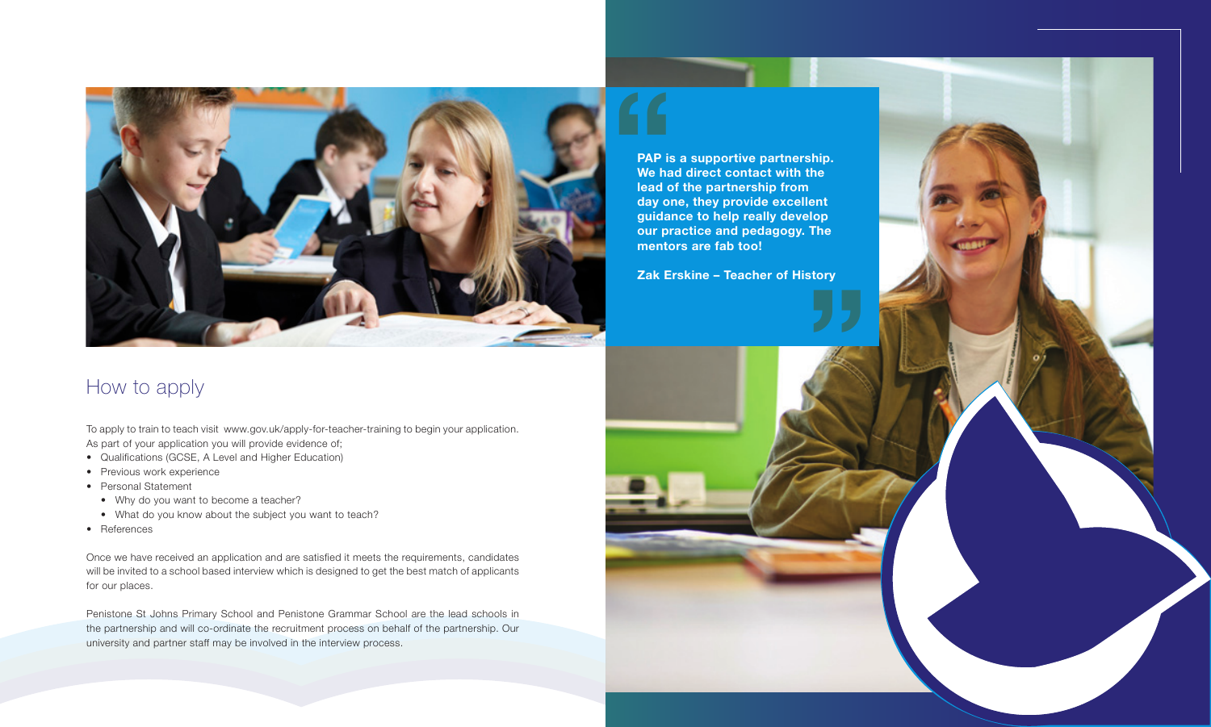## How to apply

To apply to train to teach visit www.gov.uk/apply-for-teacher-training to begin your application. As part of your application you will provide evidence of;

- Qualifications (GCSE, A Level and Higher Education)
- Previous work experience
- Personal Statement
  - Why do you want to become a teacher?
  - What do you know about the subject you want to teach?
- References

Once we have received an application and are satisfied it meets the requirements, candidates will be invited to a school based interview which is designed to get the best match of applicants for our places.

Penistone St Johns Primary School and Penistone Grammar School are the lead schools in the partnership and will co-ordinate the recruitment process on behalf of the partnership. Our university and partner staff may be involved in the interview process.

> **PAP is a supportive partnership. We had direct contact with the lead of the partnership from day one, they provide excellent guidance to help really develop our practice and pedagogy. The mentors are fab too!**
>
> **Zak Erskine – Teacher of History**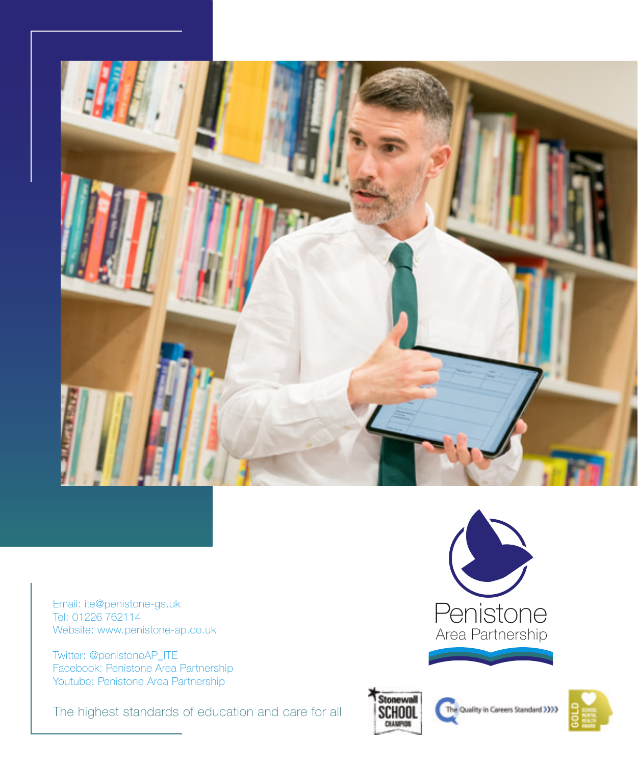Email: ite@penistone-gs.uk
Tel: 01226 762114
Website: www.penistone-ap.co.uk

Twitter: @penistoneAP_ITE
Facebook: Penistone Area Partnership
Youtube: Penistone Area Partnership

The highest standards of education and care for all

Penistone
Area Partnership